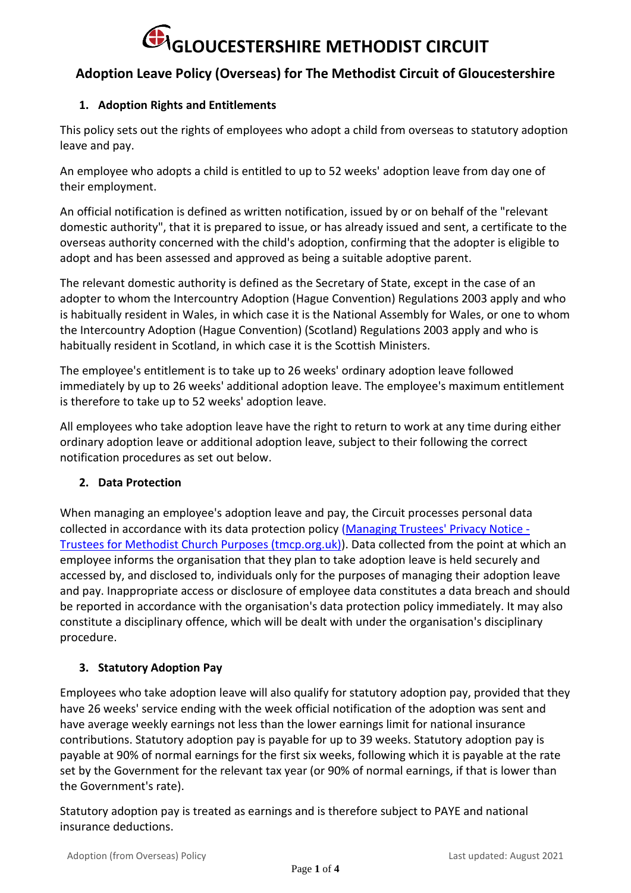# GLOUCESTERSHIRE METHODIST CIRCUIT

## Adoption Leave Policy (Overseas) for The Methodist Circuit of Gloucestershire

### 1. Adoption Rights and Entitlements

This policy sets out the rights of employees who adopt a child from overseas to statutory adoption leave and pay.

An employee who adopts a child is entitled to up to 52 weeks' adoption leave from day one of their employment.

An official notification is defined as written notification, issued by or on behalf of the "relevant domestic authority", that it is prepared to issue, or has already issued and sent, a certificate to the overseas authority concerned with the child's adoption, confirming that the adopter is eligible to adopt and has been assessed and approved as being a suitable adoptive parent.

The relevant domestic authority is defined as the Secretary of State, except in the case of an adopter to whom the Intercountry Adoption (Hague Convention) Regulations 2003 apply and who is habitually resident in Wales, in which case it is the National Assembly for Wales, or one to whom the Intercountry Adoption (Hague Convention) (Scotland) Regulations 2003 apply and who is habitually resident in Scotland, in which case it is the Scottish Ministers.

The employee's entitlement is to take up to 26 weeks' ordinary adoption leave followed immediately by up to 26 weeks' additional adoption leave. The employee's maximum entitlement is therefore to take up to 52 weeks' adoption leave.

All employees who take adoption leave have the right to return to work at any time during either ordinary adoption leave or additional adoption leave, subject to their following the correct notification procedures as set out below.

### 2. Data Protection

When managing an employee's adoption leave and pay, the Circuit processes personal data collected in accordance with its data protection policy ([Managing Trustees' Privacy Notice - Trustees for Methodist Church Purposes (tmcp.org.uk)](https://www.tmcp.org.uk)). Data collected from the point at which an employee informs the organisation that they plan to take adoption leave is held securely and accessed by, and disclosed to, individuals only for the purposes of managing their adoption leave and pay. Inappropriate access or disclosure of employee data constitutes a data breach and should be reported in accordance with the organisation's data protection policy immediately. It may also constitute a disciplinary offence, which will be dealt with under the organisation's disciplinary procedure.

### 3. Statutory Adoption Pay

Employees who take adoption leave will also qualify for statutory adoption pay, provided that they have 26 weeks' service ending with the week official notification of the adoption was sent and have average weekly earnings not less than the lower earnings limit for national insurance contributions. Statutory adoption pay is payable for up to 39 weeks. Statutory adoption pay is payable at 90% of normal earnings for the first six weeks, following which it is payable at the rate set by the Government for the relevant tax year (or 90% of normal earnings, if that is lower than the Government's rate).

Statutory adoption pay is treated as earnings and is therefore subject to PAYE and national insurance deductions.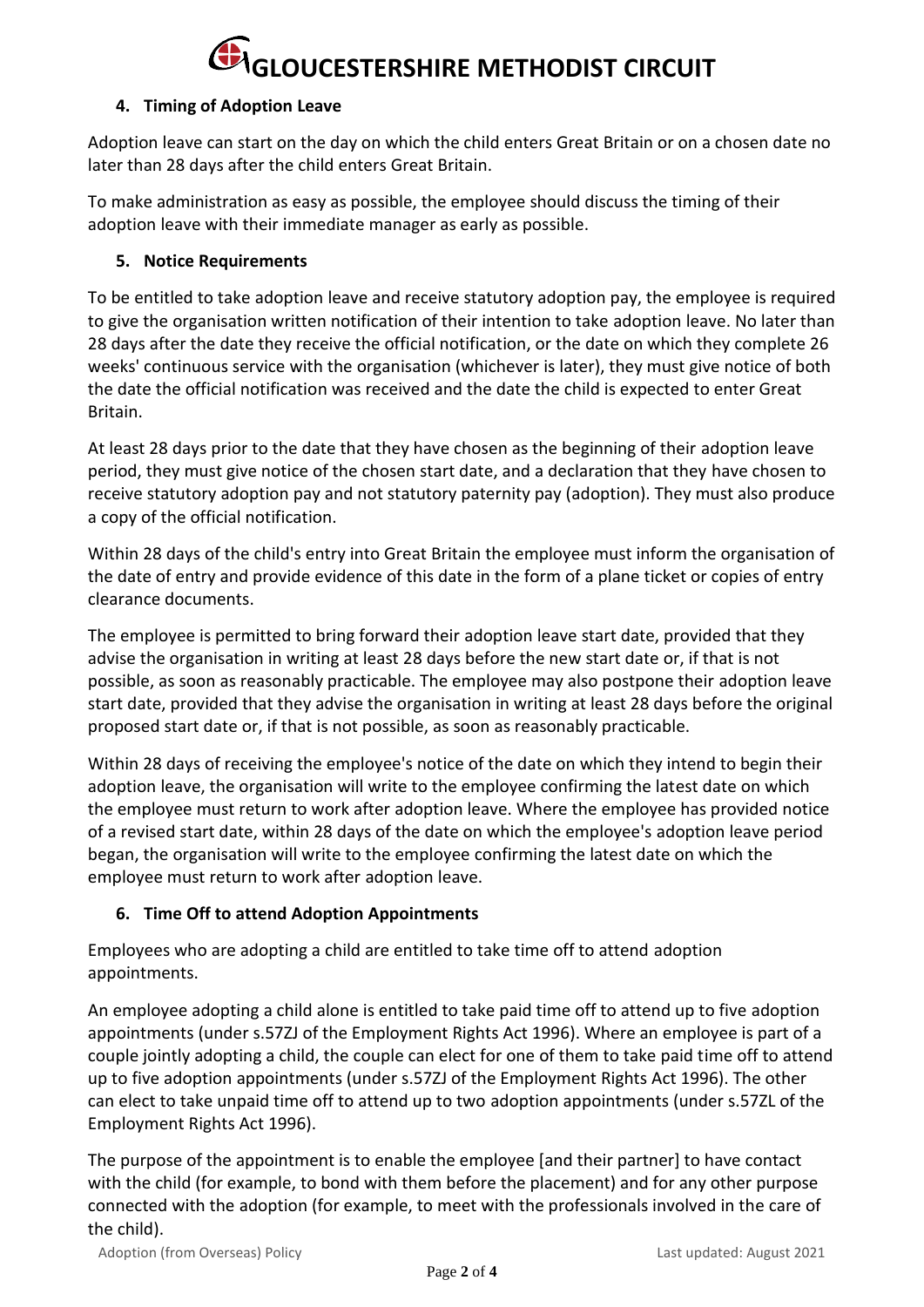## 4. Timing of Adoption Leave

Adoption leave can start on the day on which the child enters Great Britain or on a chosen date no later than 28 days after the child enters Great Britain.

To make administration as easy as possible, the employee should discuss the timing of their adoption leave with their immediate manager as early as possible.

## 5. Notice Requirements

To be entitled to take adoption leave and receive statutory adoption pay, the employee is required to give the organisation written notification of their intention to take adoption leave. No later than 28 days after the date they receive the official notification, or the date on which they complete 26 weeks' continuous service with the organisation (whichever is later), they must give notice of both the date the official notification was received and the date the child is expected to enter Great Britain.

At least 28 days prior to the date that they have chosen as the beginning of their adoption leave period, they must give notice of the chosen start date, and a declaration that they have chosen to receive statutory adoption pay and not statutory paternity pay (adoption). They must also produce a copy of the official notification.

Within 28 days of the child's entry into Great Britain the employee must inform the organisation of the date of entry and provide evidence of this date in the form of a plane ticket or copies of entry clearance documents.

The employee is permitted to bring forward their adoption leave start date, provided that they advise the organisation in writing at least 28 days before the new start date or, if that is not possible, as soon as reasonably practicable. The employee may also postpone their adoption leave start date, provided that they advise the organisation in writing at least 28 days before the original proposed start date or, if that is not possible, as soon as reasonably practicable.

Within 28 days of receiving the employee's notice of the date on which they intend to begin their adoption leave, the organisation will write to the employee confirming the latest date on which the employee must return to work after adoption leave. Where the employee has provided notice of a revised start date, within 28 days of the date on which the employee's adoption leave period began, the organisation will write to the employee confirming the latest date on which the employee must return to work after adoption leave.

## 6. Time Off to attend Adoption Appointments

Employees who are adopting a child are entitled to take time off to attend adoption appointments.

An employee adopting a child alone is entitled to take paid time off to attend up to five adoption appointments (under s.57ZJ of the Employment Rights Act 1996). Where an employee is part of a couple jointly adopting a child, the couple can elect for one of them to take paid time off to attend up to five adoption appointments (under s.57ZJ of the Employment Rights Act 1996). The other can elect to take unpaid time off to attend up to two adoption appointments (under s.57ZL of the Employment Rights Act 1996).

The purpose of the appointment is to enable the employee [and their partner] to have contact with the child (for example, to bond with them before the placement) and for any other purpose connected with the adoption (for example, to meet with the professionals involved in the care of the child).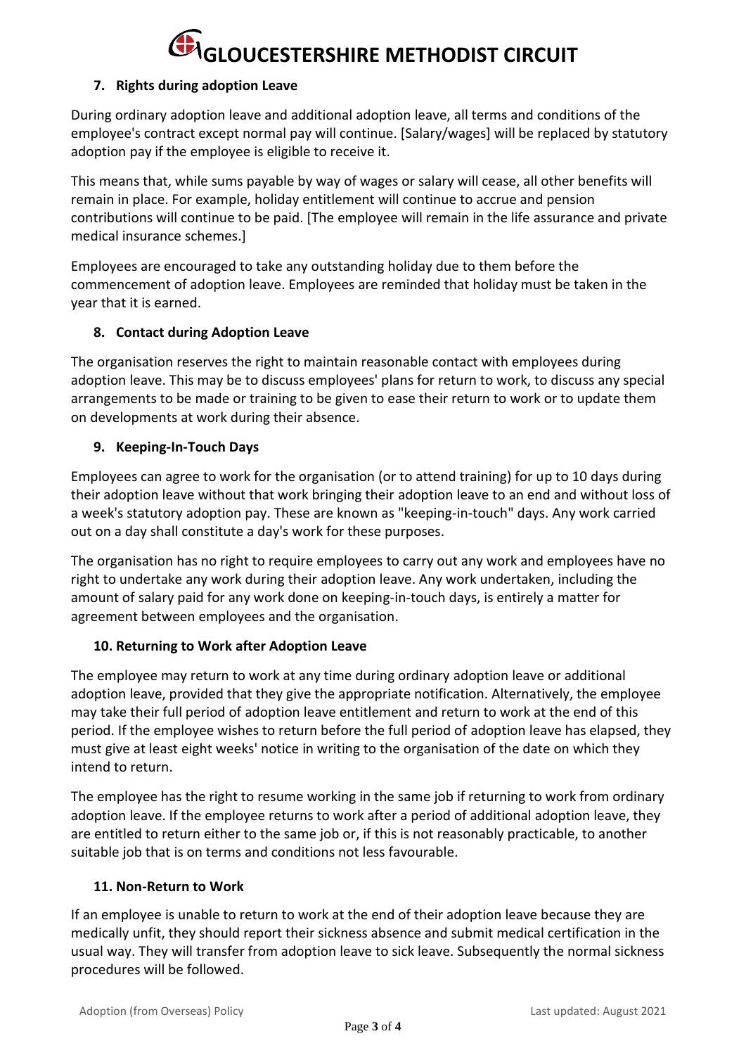### 7. Rights during adoption Leave

During ordinary adoption leave and additional adoption leave, all terms and conditions of the employee's contract except normal pay will continue. [Salary/wages] will be replaced by statutory adoption pay if the employee is eligible to receive it.

This means that, while sums payable by way of wages or salary will cease, all other benefits will remain in place. For example, holiday entitlement will continue to accrue and pension contributions will continue to be paid. [The employee will remain in the life assurance and private medical insurance schemes.]

Employees are encouraged to take any outstanding holiday due to them before the commencement of adoption leave. Employees are reminded that holiday must be taken in the year that it is earned.

### 8. Contact during Adoption Leave

The organisation reserves the right to maintain reasonable contact with employees during adoption leave. This may be to discuss employees' plans for return to work, to discuss any special arrangements to be made or training to be given to ease their return to work or to update them on developments at work during their absence.

### 9. Keeping-In-Touch Days

Employees can agree to work for the organisation (or to attend training) for up to 10 days during their adoption leave without that work bringing their adoption leave to an end and without loss of a week's statutory adoption pay. These are known as "keeping-in-touch" days. Any work carried out on a day shall constitute a day's work for these purposes.

The organisation has no right to require employees to carry out any work and employees have no right to undertake any work during their adoption leave. Any work undertaken, including the amount of salary paid for any work done on keeping-in-touch days, is entirely a matter for agreement between employees and the organisation.

### 10. Returning to Work after Adoption Leave

The employee may return to work at any time during ordinary adoption leave or additional adoption leave, provided that they give the appropriate notification. Alternatively, the employee may take their full period of adoption leave entitlement and return to work at the end of this period. If the employee wishes to return before the full period of adoption leave has elapsed, they must give at least eight weeks' notice in writing to the organisation of the date on which they intend to return.

The employee has the right to resume working in the same job if returning to work from ordinary adoption leave. If the employee returns to work after a period of additional adoption leave, they are entitled to return either to the same job or, if this is not reasonably practicable, to another suitable job that is on terms and conditions not less favourable.

### 11. Non-Return to Work

If an employee is unable to return to work at the end of their adoption leave because they are medically unfit, they should report their sickness absence and submit medical certification in the usual way. They will transfer from adoption leave to sick leave. Subsequently the normal sickness procedures will be followed.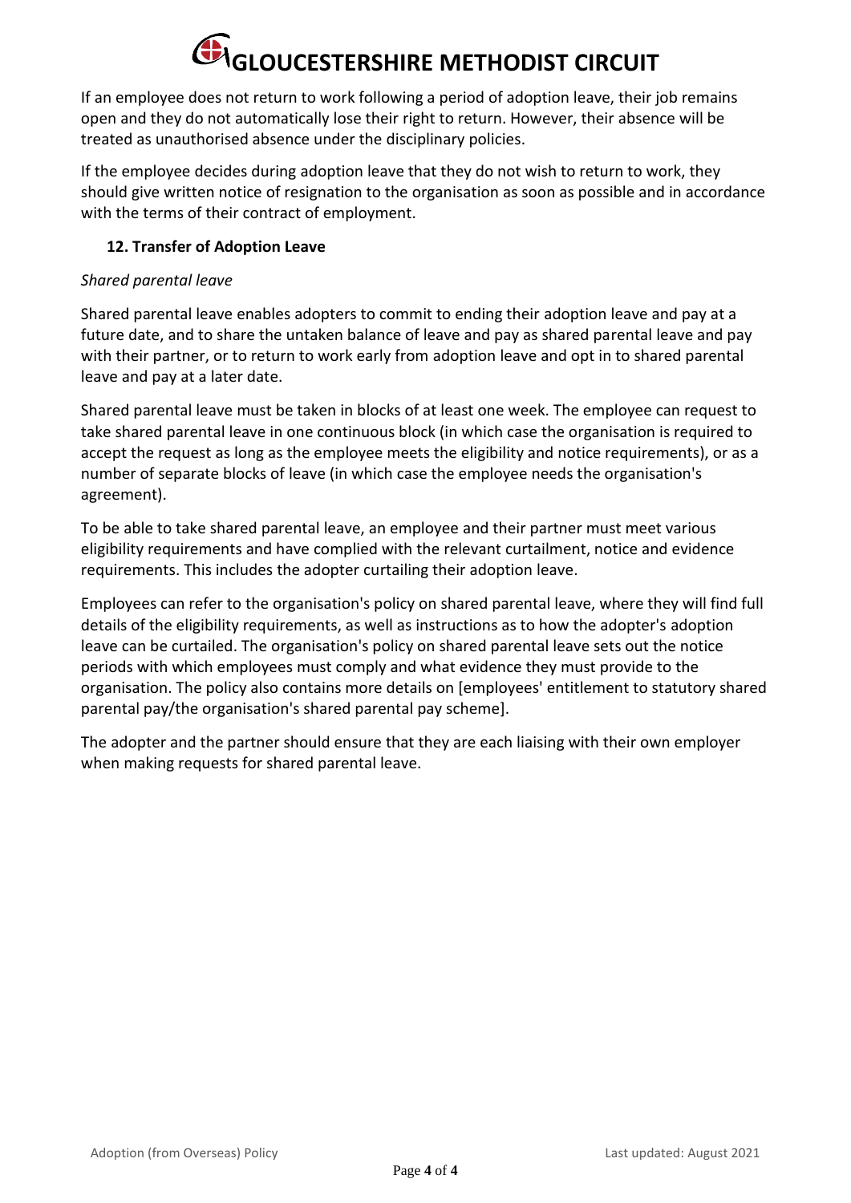If an employee does not return to work following a period of adoption leave, their job remains open and they do not automatically lose their right to return. However, their absence will be treated as unauthorised absence under the disciplinary policies.

If the employee decides during adoption leave that they do not wish to return to work, they should give written notice of resignation to the organisation as soon as possible and in accordance with the terms of their contract of employment.

### 12. Transfer of Adoption Leave

*Shared parental leave*

Shared parental leave enables adopters to commit to ending their adoption leave and pay at a future date, and to share the untaken balance of leave and pay as shared parental leave and pay with their partner, or to return to work early from adoption leave and opt in to shared parental leave and pay at a later date.

Shared parental leave must be taken in blocks of at least one week. The employee can request to take shared parental leave in one continuous block (in which case the organisation is required to accept the request as long as the employee meets the eligibility and notice requirements), or as a number of separate blocks of leave (in which case the employee needs the organisation's agreement).

To be able to take shared parental leave, an employee and their partner must meet various eligibility requirements and have complied with the relevant curtailment, notice and evidence requirements. This includes the adopter curtailing their adoption leave.

Employees can refer to the organisation's policy on shared parental leave, where they will find full details of the eligibility requirements, as well as instructions as to how the adopter's adoption leave can be curtailed. The organisation's policy on shared parental leave sets out the notice periods with which employees must comply and what evidence they must provide to the organisation. The policy also contains more details on [employees' entitlement to statutory shared parental pay/the organisation's shared parental pay scheme].

The adopter and the partner should ensure that they are each liaising with their own employer when making requests for shared parental leave.